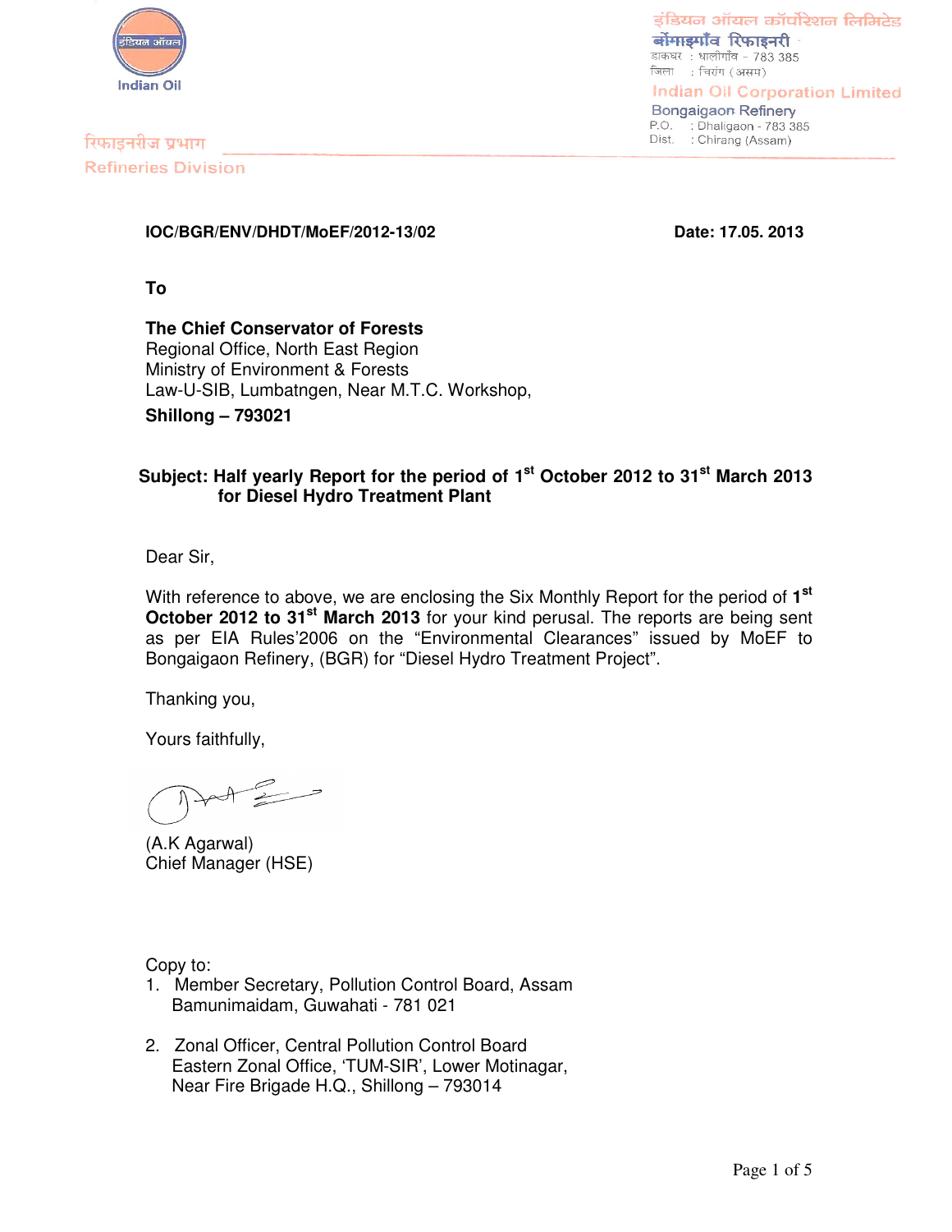इंडियन ऑयल कॉर्पोरेशन लिमिटेड
बोंगाइगाँव रिफाइनरी
डाकघर : धालीगाँव - 783 385
जिला : चिरांग (असम)

Indian Oil Corporation Limited
Bongaigaon Refinery
P.O. : Dhaligaon - 783 385
Dist. : Chirang (Assam)

रिफाइनरीज प्रभाग
Refineries Division

**IOC/BGR/ENV/DHDT/MoEF/2012-13/02** **Date: 17.05. 2013**

**To**

**The Chief Conservator of Forests**
Regional Office, North East Region
Ministry of Environment & Forests
Law-U-SIB, Lumbatngen, Near M.T.C. Workshop,
**Shillong – 793021**

**Subject: Half yearly Report for the period of 1st October 2012 to 31st March 2013 for Diesel Hydro Treatment Plant**

Dear Sir,

With reference to above, we are enclosing the Six Monthly Report for the period of **1st October 2012 to 31st March 2013** for your kind perusal. The reports are being sent as per EIA Rules'2006 on the "Environmental Clearances" issued by MoEF to Bongaigaon Refinery, (BGR) for "Diesel Hydro Treatment Project".

Thanking you,

Yours faithfully,

(A.K Agarwal)
Chief Manager (HSE)

Copy to:

1. Member Secretary, Pollution Control Board, Assam
   Bamunimaidam, Guwahati - 781 021

2. Zonal Officer, Central Pollution Control Board
   Eastern Zonal Office, 'TUM-SIR', Lower Motinagar,
   Near Fire Brigade H.Q., Shillong – 793014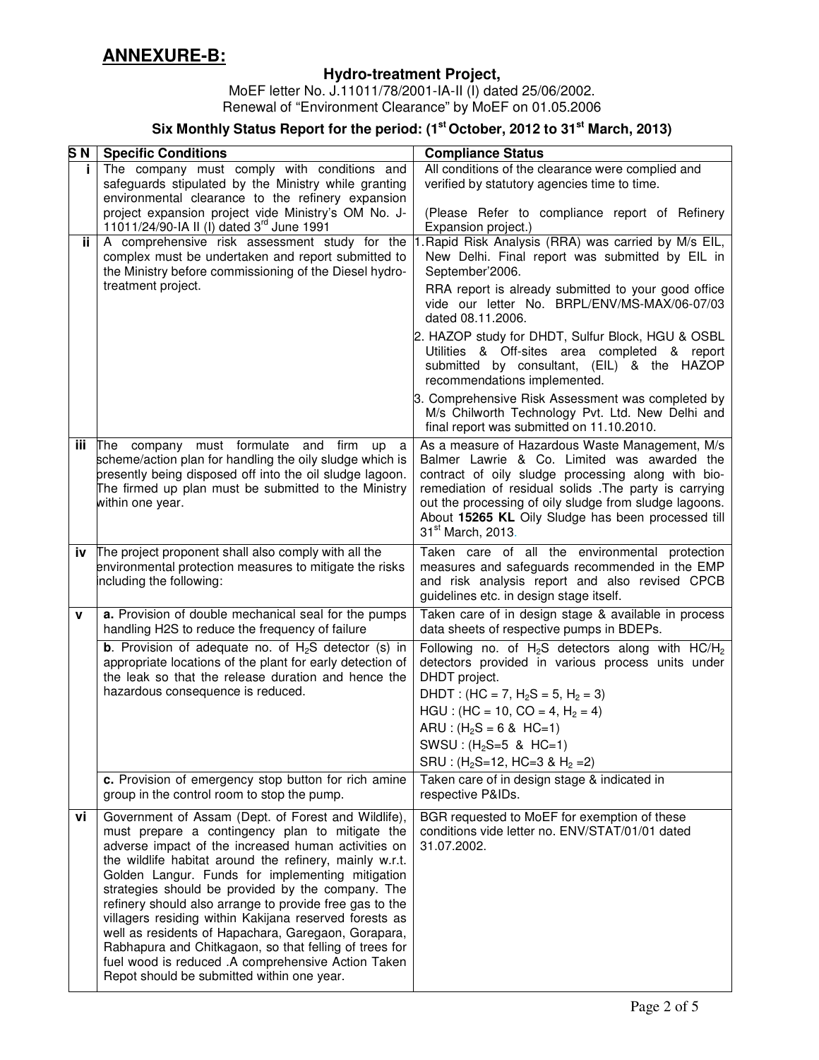## ANNEXURE-B:

### Hydro-treatment Project,

MoEF letter No. J.11011/78/2001-IA-II (I) dated 25/06/2002.
Renewal of "Environment Clearance" by MoEF on 01.05.2006

### Six Monthly Status Report for the period: (1st October, 2012 to 31st March, 2013)

| S N | Specific Conditions | Compliance Status |
|---|---|---|
| i | The company must comply with conditions and safeguards stipulated by the Ministry while granting environmental clearance to the refinery expansion project expansion project vide Ministry's OM No. J-11011/24/90-IA II (I) dated 3rd June 1991 | All conditions of the clearance were complied and verified by statutory agencies time to time.<br><br>(Please Refer to compliance report of Refinery Expansion project.) |
| ii | A comprehensive risk assessment study for the complex must be undertaken and report submitted to the Ministry before commissioning of the Diesel hydro-treatment project. | 1. Rapid Risk Analysis (RRA) was carried by M/s EIL, New Delhi. Final report was submitted by EIL in September'2006.<br>RRA report is already submitted to your good office vide our letter No. BRPL/ENV/MS-MAX/06-07/03 dated 08.11.2006.<br>2. HAZOP study for DHDT, Sulfur Block, HGU & OSBL Utilities & Off-sites area completed & report submitted by consultant, (EIL) & the HAZOP recommendations implemented.<br>3. Comprehensive Risk Assessment was completed by M/s Chilworth Technology Pvt. Ltd. New Delhi and final report was submitted on 11.10.2010. |
| iii | The company must formulate and firm up a scheme/action plan for handling the oily sludge which is presently being disposed off into the oil sludge lagoon. The firmed up plan must be submitted to the Ministry within one year. | As a measure of Hazardous Waste Management, M/s Balmer Lawrie & Co. Limited was awarded the contract of oily sludge processing along with bio-remediation of residual solids .The party is carrying out the processing of oily sludge from sludge lagoons. About **15265 KL** Oily Sludge has been processed till 31st March, 2013. |
| iv | The project proponent shall also comply with all the environmental protection measures to mitigate the risks including the following: | Taken care of all the environmental protection measures and safeguards recommended in the EMP and risk analysis report and also revised CPCB guidelines etc. in design stage itself. |
| v | **a.** Provision of double mechanical seal for the pumps handling H2S to reduce the frequency of failure | Taken care of in design stage & available in process data sheets of respective pumps in BDEPs. |
| | **b**. Provision of adequate no. of $H_2S$ detector (s) in appropriate locations of the plant for early detection of the leak so that the release duration and hence the hazardous consequence is reduced. | Following no. of $H_2S$ detectors along with $HC/H_2$ detectors provided in various process units under DHDT project.<br>DHDT : (HC = 7, $H_2S$ = 5, $H_2$ = 3)<br>HGU : (HC = 10, CO = 4, $H_2$ = 4)<br>ARU : ($H_2S$ = 6 & HC=1)<br>SWSU : ($H_2S$=5 & HC=1)<br>SRU : ($H_2S$=12, HC=3 & $H_2$ =2) |
| | **c.** Provision of emergency stop button for rich amine group in the control room to stop the pump. | Taken care of in design stage & indicated in respective P&IDs. |
| vi | Government of Assam (Dept. of Forest and Wildlife), must prepare a contingency plan to mitigate the adverse impact of the increased human activities on the wildlife habitat around the refinery, mainly w.r.t. Golden Langur. Funds for implementing mitigation strategies should be provided by the company. The refinery should also arrange to provide free gas to the villagers residing within Kakijana reserved forests as well as residents of Hapachara, Garegaon, Gorapara, Rabhapura and Chitkagaon, so that felling of trees for fuel wood is reduced .A comprehensive Action Taken Repot should be submitted within one year. | BGR requested to MoEF for exemption of these conditions vide letter no. ENV/STAT/01/01 dated 31.07.2002. |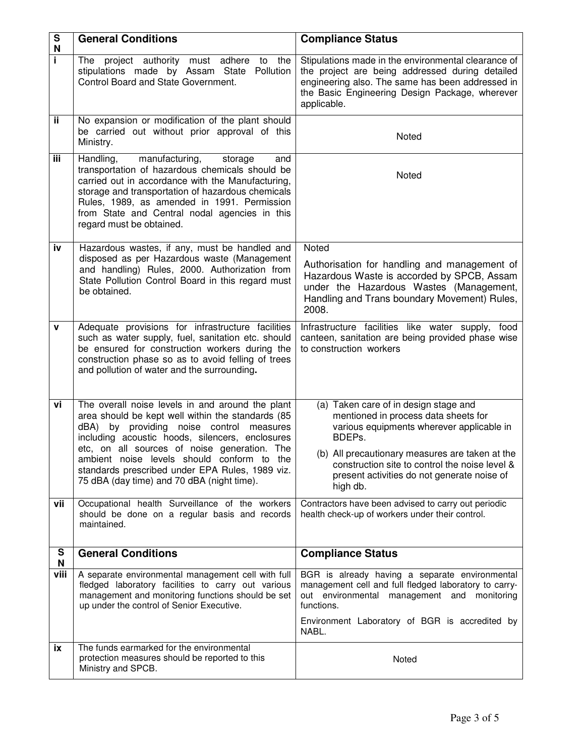| S N | General Conditions | Compliance Status |
|---|---|---|
| i | The project authority must adhere to the stipulations made by Assam State Pollution Control Board and State Government. | Stipulations made in the environmental clearance of the project are being addressed during detailed engineering also. The same has been addressed in the Basic Engineering Design Package, wherever applicable. |
| ii | No expansion or modification of the plant should be carried out without prior approval of this Ministry. | Noted |
| iii | Handling, manufacturing, storage and transportation of hazardous chemicals should be carried out in accordance with the Manufacturing, storage and transportation of hazardous chemicals Rules, 1989, as amended in 1991. Permission from State and Central nodal agencies in this regard must be obtained. | Noted |
| iv | Hazardous wastes, if any, must be handled and disposed as per Hazardous waste (Management and handling) Rules, 2000. Authorization from State Pollution Control Board in this regard must be obtained. | Noted<br><br>Authorisation for handling and management of Hazardous Waste is accorded by SPCB, Assam under the Hazardous Wastes (Management, Handling and Trans boundary Movement) Rules, 2008. |
| v | Adequate provisions for infrastructure facilities such as water supply, fuel, sanitation etc. should be ensured for construction workers during the construction phase so as to avoid felling of trees and pollution of water and the surrounding**.** | Infrastructure facilities like water supply, food canteen, sanitation are being provided phase wise to construction workers |
| vi | The overall noise levels in and around the plant area should be kept well within the standards (85 dBA) by providing noise control measures including acoustic hoods, silencers, enclosures etc, on all sources of noise generation. The ambient noise levels should conform to the standards prescribed under EPA Rules, 1989 viz. 75 dBA (day time) and 70 dBA (night time). | (a) Taken care of in design stage and mentioned in process data sheets for various equipments wherever applicable in BDEPs.<br><br>(b) All precautionary measures are taken at the construction site to control the noise level & present activities do not generate noise of high db. |
| vii | Occupational health Surveillance of the workers should be done on a regular basis and records maintained. | Contractors have been advised to carry out periodic health check-up of workers under their control. |
| **S N** | **General Conditions** | **Compliance Status** |
| viii | A separate environmental management cell with full fledged laboratory facilities to carry out various management and monitoring functions should be set up under the control of Senior Executive. | BGR is already having a separate environmental management cell and full fledged laboratory to carry-out environmental management and monitoring functions.<br><br>Environment Laboratory of BGR is accredited by NABL. |
| ix | The funds earmarked for the environmental protection measures should be reported to this Ministry and SPCB. | Noted |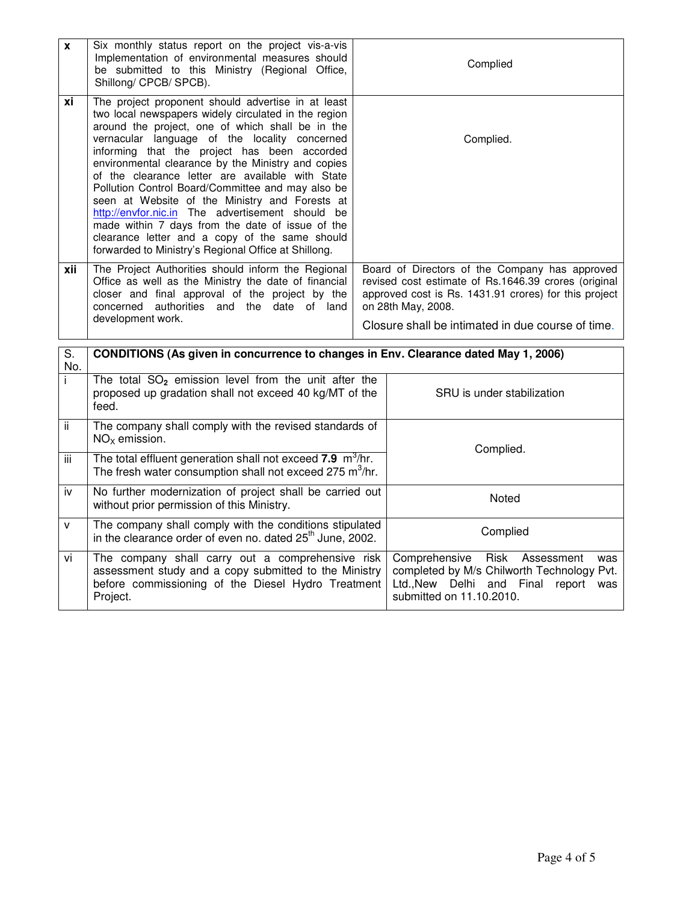| | | |
|---|---|---|
| **x** | Six monthly status report on the project vis-a-vis Implementation of environmental measures should be submitted to this Ministry (Regional Office, Shillong/ CPCB/ SPCB). | Complied |
| **xi** | The project proponent should advertise in at least two local newspapers widely circulated in the region around the project, one of which shall be in the vernacular language of the locality concerned informing that the project has been accorded environmental clearance by the Ministry and copies of the clearance letter are available with State Pollution Control Board/Committee and may also be seen at Website of the Ministry and Forests at http://envfor.nic.in The advertisement should be made within 7 days from the date of issue of the clearance letter and a copy of the same should forwarded to Ministry's Regional Office at Shillong. | Complied. |
| **xii** | The Project Authorities should inform the Regional Office as well as the Ministry the date of financial closer and final approval of the project by the concerned authorities and the date of land development work. | Board of Directors of the Company has approved revised cost estimate of Rs.1646.39 crores (original approved cost is Rs. 1431.91 crores) for this project on 28th May, 2008.<br><br>Closure shall be intimated in due course of time. |

| S. No. | **CONDITIONS (As given in concurrence to changes in Env. Clearance dated May 1, 2006)** | |
|---|---|---|
| i | The total $SO_2$ emission level from the unit after the proposed up gradation shall not exceed 40 kg/MT of the feed. | SRU is under stabilization |
| ii | The company shall comply with the revised standards of $NO_X$ emission. | Complied. |
| iii | The total effluent generation shall not exceed **7.9** $m^3$/hr. The fresh water consumption shall not exceed 275 $m^3$/hr. | |
| iv | No further modernization of project shall be carried out without prior permission of this Ministry. | Noted |
| v | The company shall comply with the conditions stipulated in the clearance order of even no. dated 25th June, 2002. | Complied |
| vi | The company shall carry out a comprehensive risk assessment study and a copy submitted to the Ministry before commissioning of the Diesel Hydro Treatment Project. | Comprehensive Risk Assessment was completed by M/s Chilworth Technology Pvt. Ltd.,New Delhi and Final report was submitted on 11.10.2010. |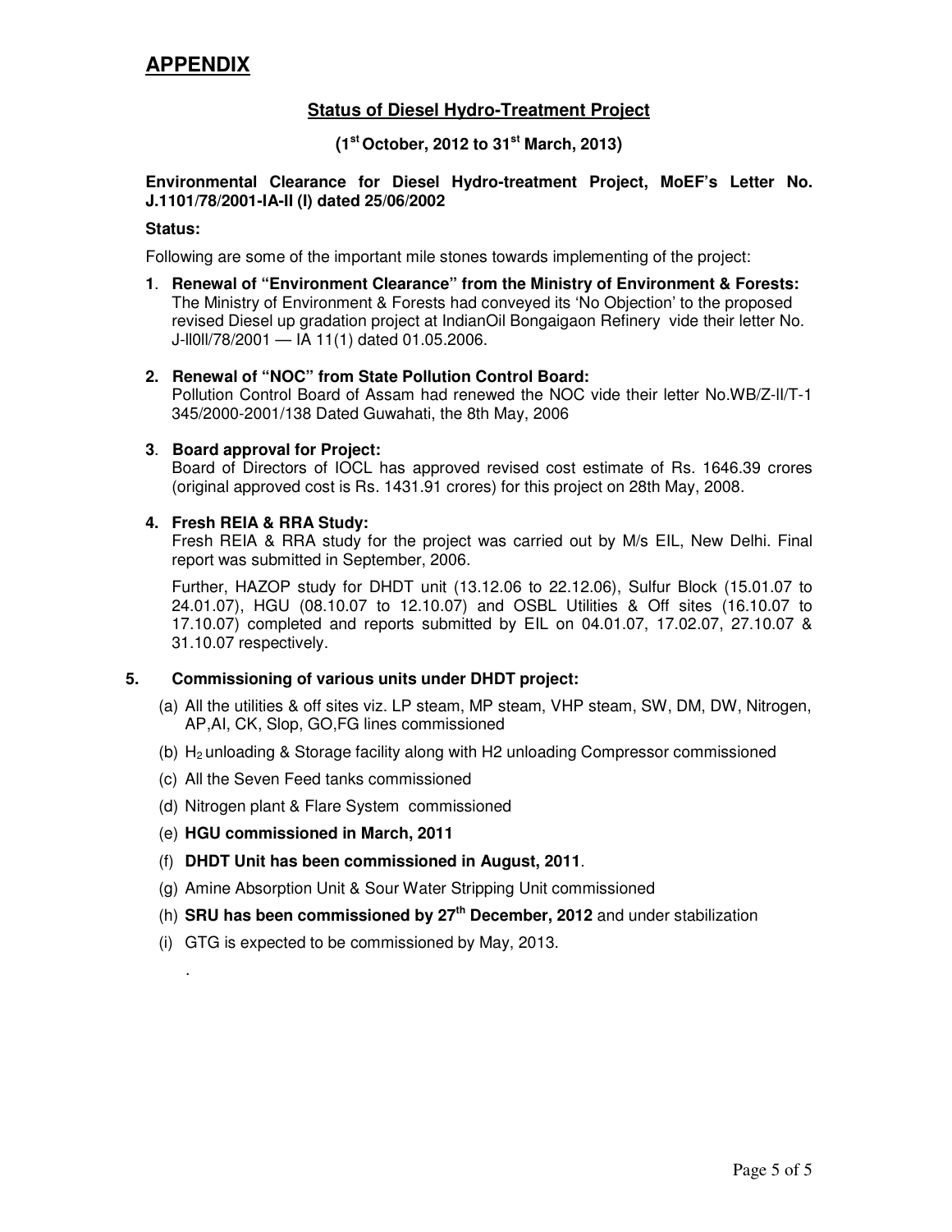# APPENDIX

## Status of Diesel Hydro-Treatment Project

### (1st October, 2012 to 31st March, 2013)

**Environmental Clearance for Diesel Hydro-treatment Project, MoEF's Letter No. J.1101/78/2001-IA-II (I) dated 25/06/2002**

**Status:**

Following are some of the important mile stones towards implementing of the project:

1. **Renewal of "Environment Clearance" from the Ministry of Environment & Forests:** The Ministry of Environment & Forests had conveyed its 'No Objection' to the proposed revised Diesel up gradation project at IndianOil Bongaigaon Refinery vide their letter No. J-ll0ll/78/2001 — IA 11(1) dated 01.05.2006.

2. **Renewal of "NOC" from State Pollution Control Board:** Pollution Control Board of Assam had renewed the NOC vide their letter No.WB/Z-II/T-1 345/2000-2001/138 Dated Guwahati, the 8th May, 2006

3. **Board approval for Project:** Board of Directors of IOCL has approved revised cost estimate of Rs. 1646.39 crores (original approved cost is Rs. 1431.91 crores) for this project on 28th May, 2008.

4. **Fresh REIA & RRA Study:** Fresh REIA & RRA study for the project was carried out by M/s EIL, New Delhi. Final report was submitted in September, 2006.

   Further, HAZOP study for DHDT unit (13.12.06 to 22.12.06), Sulfur Block (15.01.07 to 24.01.07), HGU (08.10.07 to 12.10.07) and OSBL Utilities & Off sites (16.10.07 to 17.10.07) completed and reports submitted by EIL on 04.01.07, 17.02.07, 27.10.07 & 31.10.07 respectively.

5. **Commissioning of various units under DHDT project:**
   - (a) All the utilities & off sites viz. LP steam, MP steam, VHP steam, SW, DM, DW, Nitrogen, AP,AI, CK, Slop, GO,FG lines commissioned
   - (b) $H_2$ unloading & Storage facility along with H2 unloading Compressor commissioned
   - (c) All the Seven Feed tanks commissioned
   - (d) Nitrogen plant & Flare System commissioned
   - (e) **HGU commissioned in March, 2011**
   - (f) **DHDT Unit has been commissioned in August, 2011**.
   - (g) Amine Absorption Unit & Sour Water Stripping Unit commissioned
   - (h) **SRU has been commissioned by 27th December, 2012** and under stabilization
   - (i) GTG is expected to be commissioned by May, 2013.